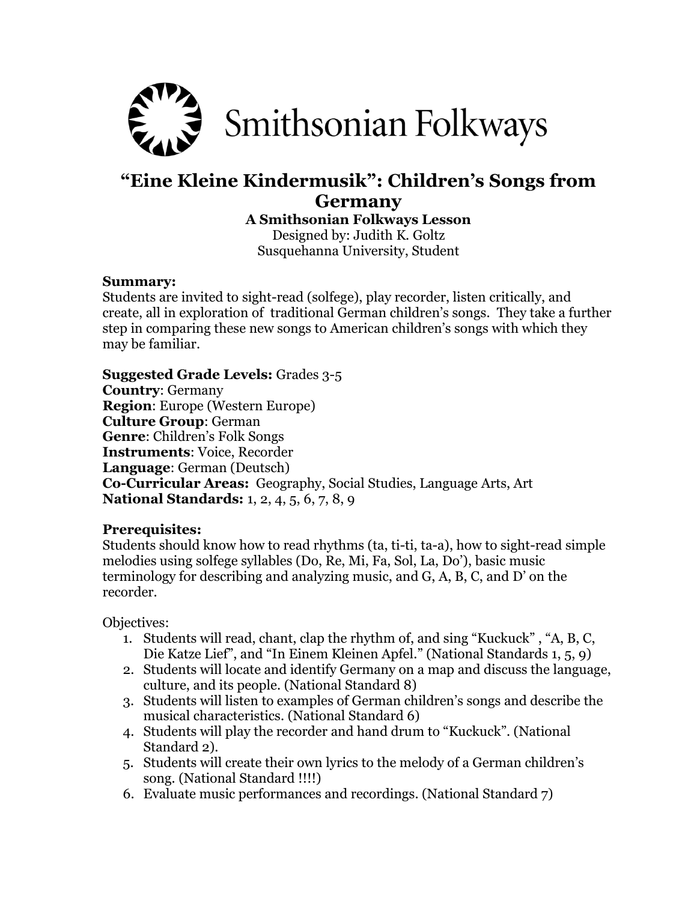Smithsonian Folkways

# "Eine Kleine Kindermusik": Children's Songs from Germany

**A Smithsonian Folkways Lesson**

Designed by: Judith K. Goltz
Susquehanna University, Student

**Summary:**
Students are invited to sight-read (solfege), play recorder, listen critically, and create, all in exploration of traditional German children's songs. They take a further step in comparing these new songs to American children's songs with which they may be familiar.

**Suggested Grade Levels:** Grades 3-5
**Country**: Germany
**Region**: Europe (Western Europe)
**Culture Group**: German
**Genre**: Children's Folk Songs
**Instruments**: Voice, Recorder
**Language**: German (Deutsch)
**Co-Curricular Areas:** Geography, Social Studies, Language Arts, Art
**National Standards:** 1, 2, 4, 5, 6, 7, 8, 9

**Prerequisites:**
Students should know how to read rhythms (ta, ti-ti, ta-a), how to sight-read simple melodies using solfege syllables (Do, Re, Mi, Fa, Sol, La, Do'), basic music terminology for describing and analyzing music, and G, A, B, C, and D' on the recorder.

Objectives:

1. Students will read, chant, clap the rhythm of, and sing "Kuckuck" , "A, B, C, Die Katze Lief", and "In Einem Kleinen Apfel." (National Standards 1, 5, 9)
2. Students will locate and identify Germany on a map and discuss the language, culture, and its people. (National Standard 8)
3. Students will listen to examples of German children's songs and describe the musical characteristics. (National Standard 6)
4. Students will play the recorder and hand drum to "Kuckuck". (National Standard 2).
5. Students will create their own lyrics to the melody of a German children's song. (National Standard !!!!)
6. Evaluate music performances and recordings. (National Standard 7)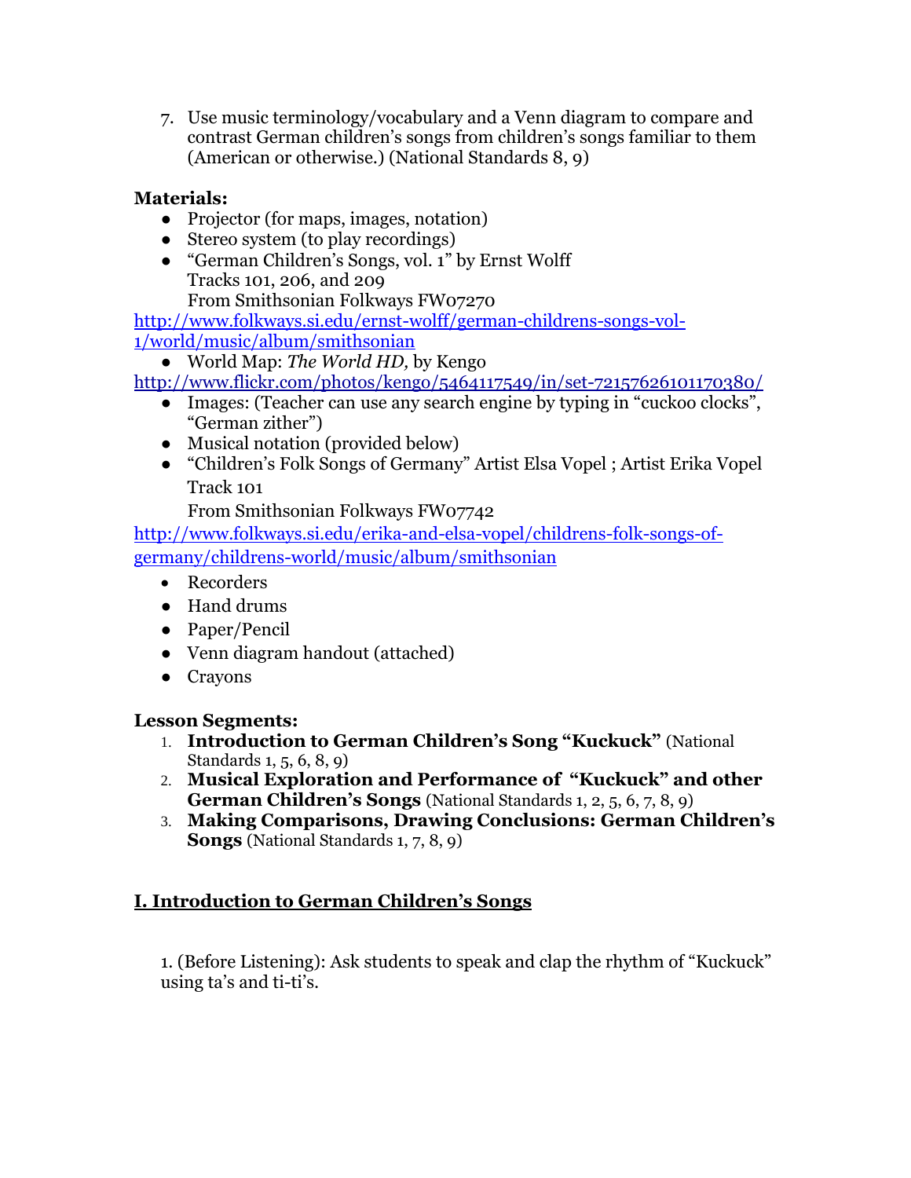7. Use music terminology/vocabulary and a Venn diagram to compare and contrast German children's songs from children's songs familiar to them (American or otherwise.) (National Standards 8, 9)

**Materials:**

- Projector (for maps, images, notation)
- Stereo system (to play recordings)
- "German Children's Songs, vol. 1" by Ernst Wolff
  Tracks 101, 206, and 209
  From Smithsonian Folkways FW07270

[http://www.folkways.si.edu/ernst-wolff/german-childrens-songs-vol-1/world/music/album/smithsonian](http://www.folkways.si.edu/ernst-wolff/german-childrens-songs-vol-1/world/music/album/smithsonian)

- World Map: *The World HD,* by Kengo

[http://www.flickr.com/photos/kengo/5464117549/in/set-72157626101170380/](http://www.flickr.com/photos/kengo/5464117549/in/set-72157626101170380/)

- Images: (Teacher can use any search engine by typing in "cuckoo clocks", "German zither")
- Musical notation (provided below)
- "Children's Folk Songs of Germany" Artist Elsa Vopel ; Artist Erika Vopel
  Track 101
  From Smithsonian Folkways FW07742

[http://www.folkways.si.edu/erika-and-elsa-vopel/childrens-folk-songs-of-germany/childrens-world/music/album/smithsonian](http://www.folkways.si.edu/erika-and-elsa-vopel/childrens-folk-songs-of-germany/childrens-world/music/album/smithsonian)

- Recorders
- Hand drums
- Paper/Pencil
- Venn diagram handout (attached)
- Crayons

**Lesson Segments:**

1. **Introduction to German Children's Song "Kuckuck"** (National Standards 1, 5, 6, 8, 9)
2. **Musical Exploration and Performance of "Kuckuck" and other German Children's Songs** (National Standards 1, 2, 5, 6, 7, 8, 9)
3. **Making Comparisons, Drawing Conclusions: German Children's Songs** (National Standards 1, 7, 8, 9)

## I. Introduction to German Children's Songs

1. (Before Listening): Ask students to speak and clap the rhythm of "Kuckuck" using ta's and ti-ti's.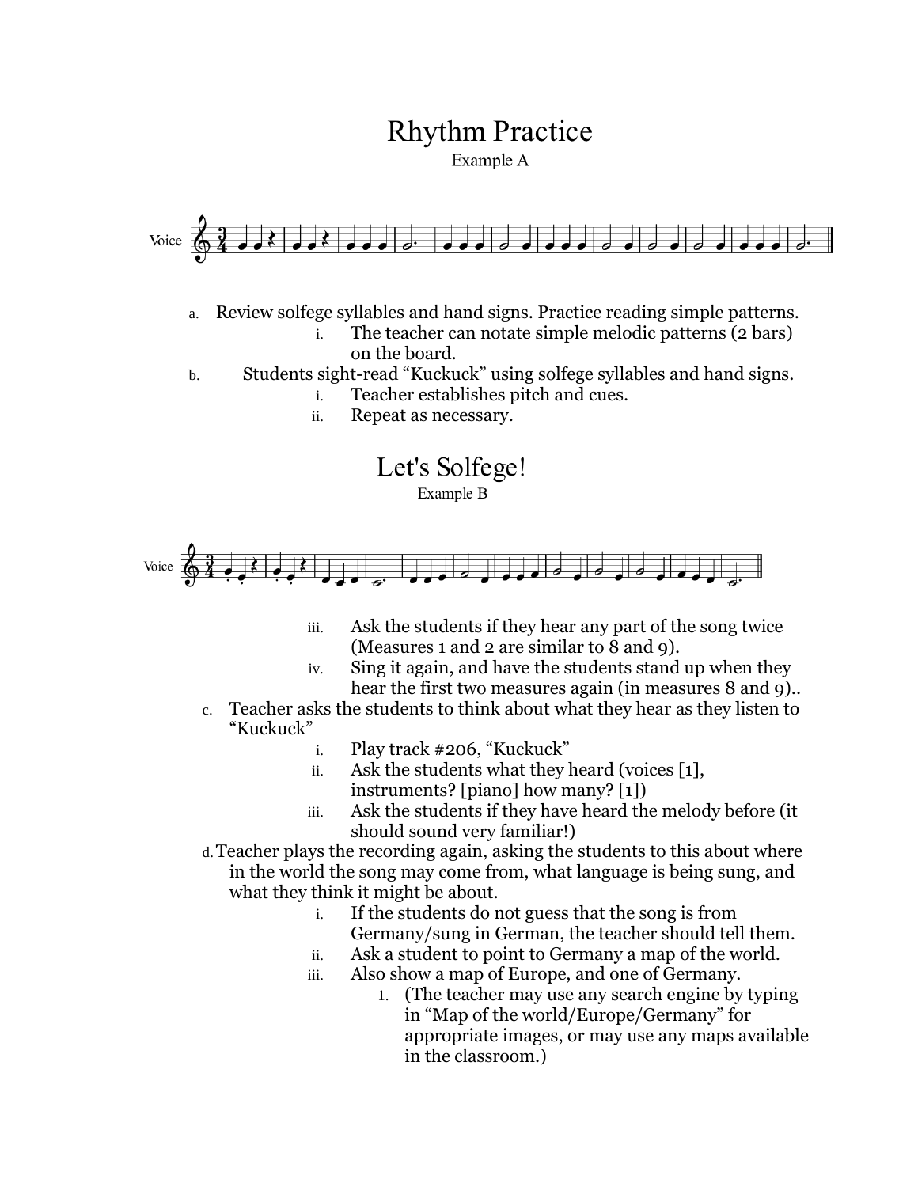## Rhythm Practice

Example A

Voice

a. Review solfege syllables and hand signs. Practice reading simple patterns.
   i. The teacher can notate simple melodic patterns (2 bars) on the board.

b. Students sight-read “Kuckuck” using solfege syllables and hand signs.
   i. Teacher establishes pitch and cues.
   ii. Repeat as necessary.

## Let's Solfege!

Example B

Voice

   iii. Ask the students if they hear any part of the song twice (Measures 1 and 2 are similar to 8 and 9).
   iv. Sing it again, and have the students stand up when they hear the first two measures again (in measures 8 and 9)..

c. Teacher asks the students to think about what they hear as they listen to “Kuckuck”
   i. Play track #206, “Kuckuck”
   ii. Ask the students what they heard (voices [1], instruments? [piano] how many? [1])
   iii. Ask the students if they have heard the melody before (it should sound very familiar!)

d. Teacher plays the recording again, asking the students to this about where in the world the song may come from, what language is being sung, and what they think it might be about.
   i. If the students do not guess that the song is from Germany/sung in German, the teacher should tell them.
   ii. Ask a student to point to Germany a map of the world.
   iii. Also show a map of Europe, and one of Germany.
      1. (The teacher may use any search engine by typing in “Map of the world/Europe/Germany” for appropriate images, or may use any maps available in the classroom.)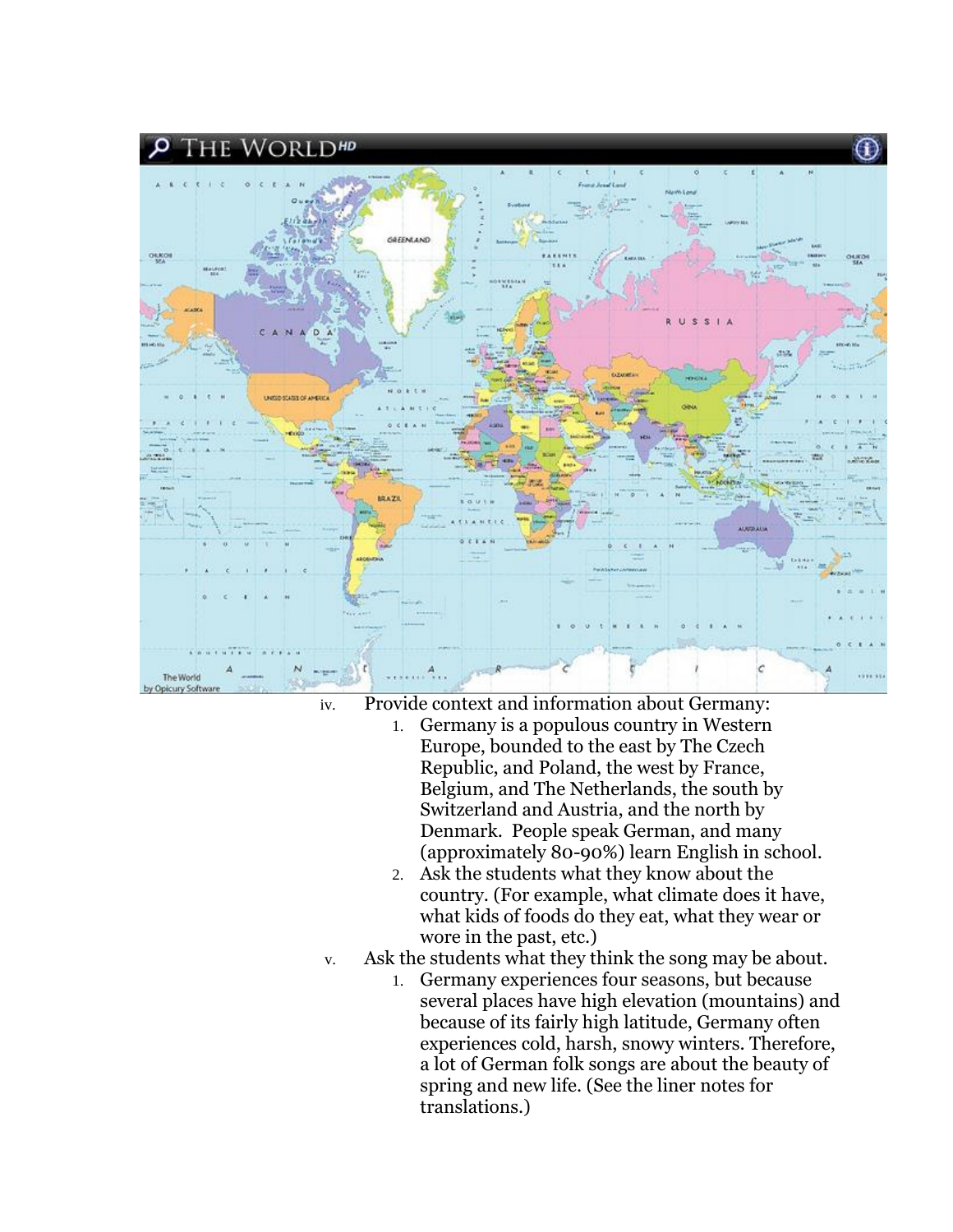iv. Provide context and information about Germany:
    1. Germany is a populous country in Western Europe, bounded to the east by The Czech Republic, and Poland, the west by France, Belgium, and The Netherlands, the south by Switzerland and Austria, and the north by Denmark. People speak German, and many (approximately 80-90%) learn English in school.
    2. Ask the students what they know about the country. (For example, what climate does it have, what kids of foods do they eat, what they wear or wore in the past, etc.)

v. Ask the students what they think the song may be about.
    1. Germany experiences four seasons, but because several places have high elevation (mountains) and because of its fairly high latitude, Germany often experiences cold, harsh, snowy winters. Therefore, a lot of German folk songs are about the beauty of spring and new life. (See the liner notes for translations.)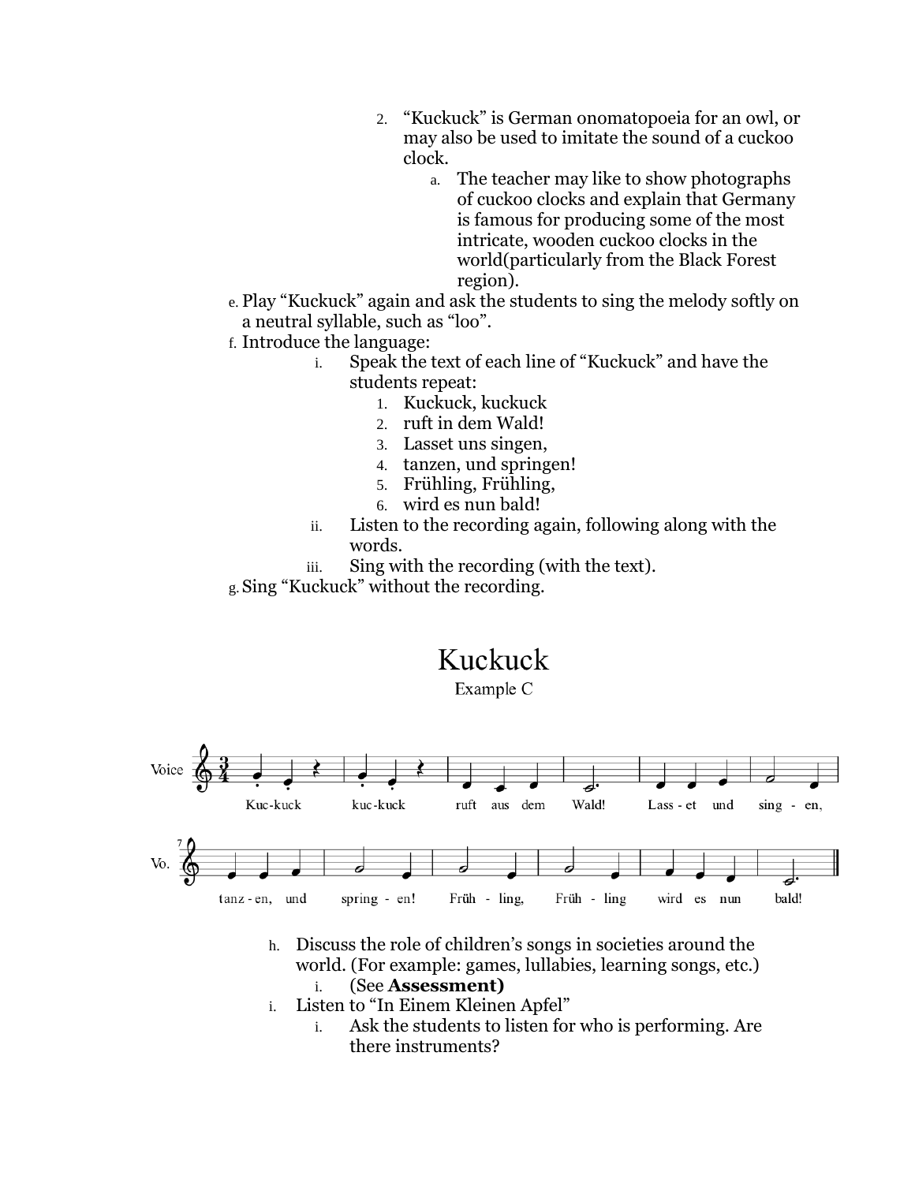2. "Kuckuck" is German onomatopoeia for an owl, or may also be used to imitate the sound of a cuckoo clock.
   a. The teacher may like to show photographs of cuckoo clocks and explain that Germany is famous for producing some of the most intricate, wooden cuckoo clocks in the world(particularly from the Black Forest region).

e. Play "Kuckuck" again and ask the students to sing the melody softly on a neutral syllable, such as "loo".

f. Introduce the language:
   - i. Speak the text of each line of "Kuckuck" and have the students repeat:
     1. Kuckuck, kuckuck
     2. ruft in dem Wald!
     3. Lasset uns singen,
     4. tanzen, und springen!
     5. Frühling, Frühling,
     6. wird es nun bald!
   - ii. Listen to the recording again, following along with the words.
   - iii. Sing with the recording (with the text).

g. Sing "Kuckuck" without the recording.

## Kuckuck

Example C

h. Discuss the role of children's songs in societies around the world. (For example: games, lullabies, learning songs, etc.)
   - i. (See **Assessment)**

i. Listen to "In Einem Kleinen Apfel"
   - i. Ask the students to listen for who is performing. Are there instruments?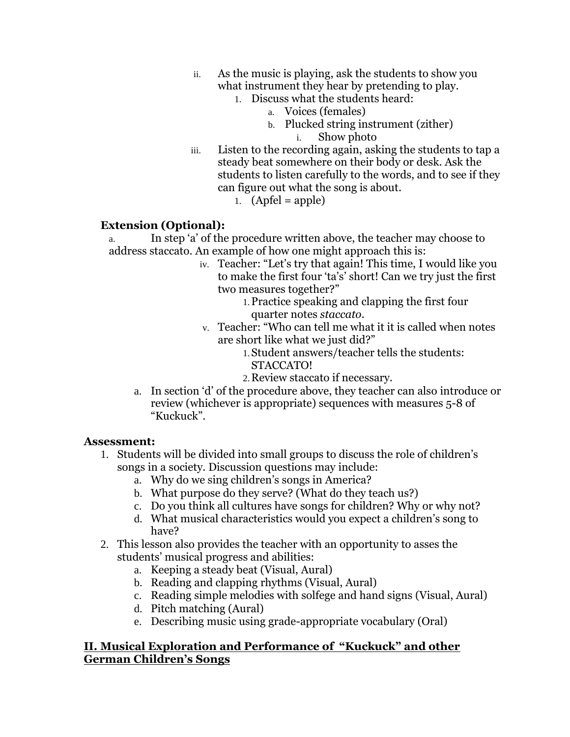ii. As the music is playing, ask the students to show you what instrument they hear by pretending to play.
      1. Discuss what the students heard:
         a. Voices (females)
         b. Plucked string instrument (zither)
            i. Show photo
   iii. Listen to the recording again, asking the students to tap a steady beat somewhere on their body or desk. Ask the students to listen carefully to the words, and to see if they can figure out what the song is about.
      1. (Apfel = apple)

**Extension (Optional):**

a. In step 'a' of the procedure written above, the teacher may choose to address staccato. An example of how one might approach this is:

   iv. Teacher: "Let's try that again! This time, I would like you to make the first four 'ta's' short! Can we try just the first two measures together?"
      1. Practice speaking and clapping the first four quarter notes *staccato*.
   v. Teacher: "Who can tell me what it it is called when notes are short like what we just did?"
      1. Student answers/teacher tells the students: STACCATO!
      2. Review staccato if necessary.

a. In section 'd' of the procedure above, they teacher can also introduce or review (whichever is appropriate) sequences with measures 5-8 of "Kuckuck".

**Assessment:**

1. Students will be divided into small groups to discuss the role of children's songs in a society. Discussion questions may include:
   a. Why do we sing children's songs in America?
   b. What purpose do they serve? (What do they teach us?)
   c. Do you think all cultures have songs for children? Why or why not?
   d. What musical characteristics would you expect a children's song to have?
2. This lesson also provides the teacher with an opportunity to asses the students' musical progress and abilities:
   a. Keeping a steady beat (Visual, Aural)
   b. Reading and clapping rhythms (Visual, Aural)
   c. Reading simple melodies with solfege and hand signs (Visual, Aural)
   d. Pitch matching (Aural)
   e. Describing music using grade-appropriate vocabulary (Oral)

## II. Musical Exploration and Performance of "Kuckuck" and other German Children's Songs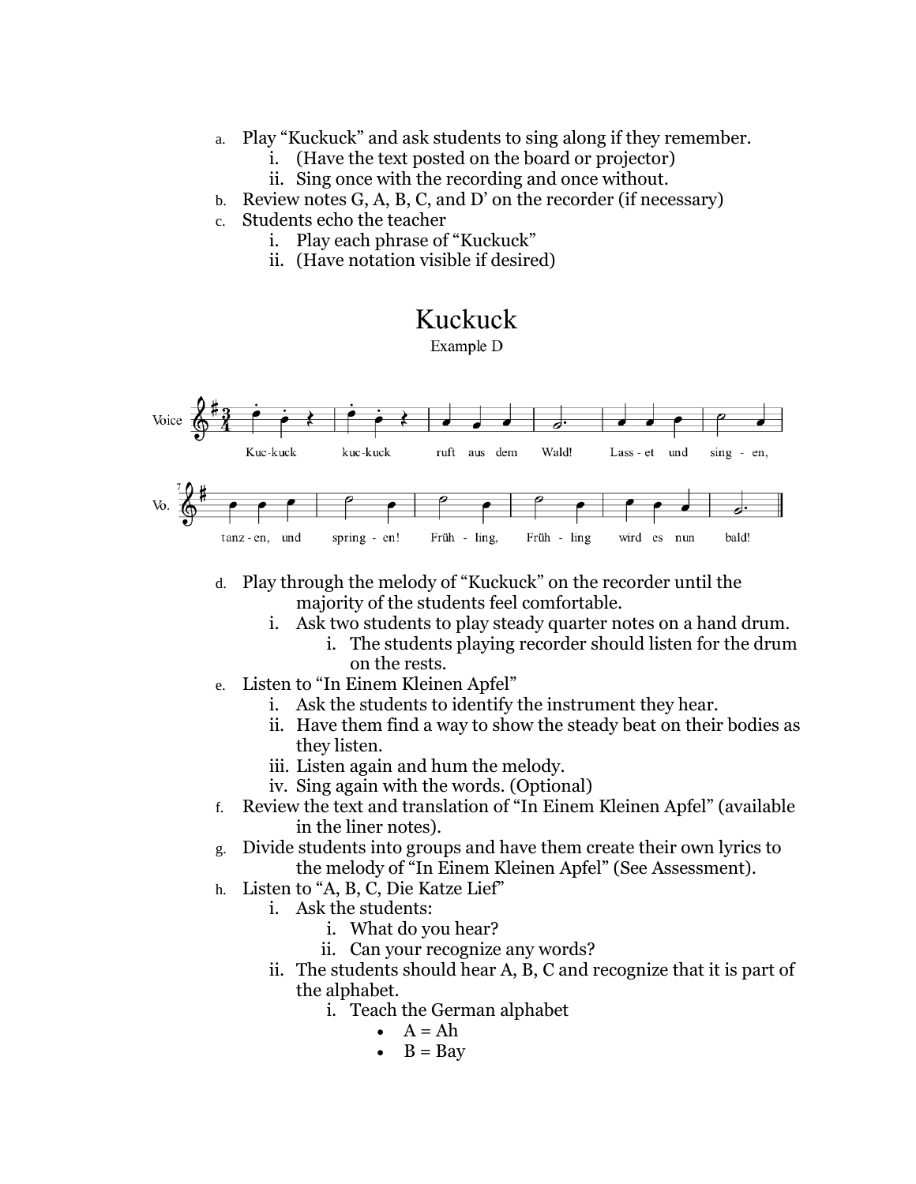a. Play "Kuckuck" and ask students to sing along if they remember.
   - i. (Have the text posted on the board or projector)
   - ii. Sing once with the recording and once without.

b. Review notes G, A, B, C, and D' on the recorder (if necessary)

c. Students echo the teacher
   - i. Play each phrase of "Kuckuck"
   - ii. (Have notation visible if desired)

## Kuckuck

Example D

d. Play through the melody of "Kuckuck" on the recorder until the majority of the students feel comfortable.
   - i. Ask two students to play steady quarter notes on a hand drum.
     - i. The students playing recorder should listen for the drum on the rests.

e. Listen to "In Einem Kleinen Apfel"
   - i. Ask the students to identify the instrument they hear.
   - ii. Have them find a way to show the steady beat on their bodies as they listen.
   - iii. Listen again and hum the melody.
   - iv. Sing again with the words. (Optional)

f. Review the text and translation of "In Einem Kleinen Apfel" (available in the liner notes).

g. Divide students into groups and have them create their own lyrics to the melody of "In Einem Kleinen Apfel" (See Assessment).

h. Listen to "A, B, C, Die Katze Lief"
   - i. Ask the students:
     - i. What do you hear?
     - ii. Can your recognize any words?
   - ii. The students should hear A, B, C and recognize that it is part of the alphabet.
     - i. Teach the German alphabet
       - A = Ah
       - B = Bay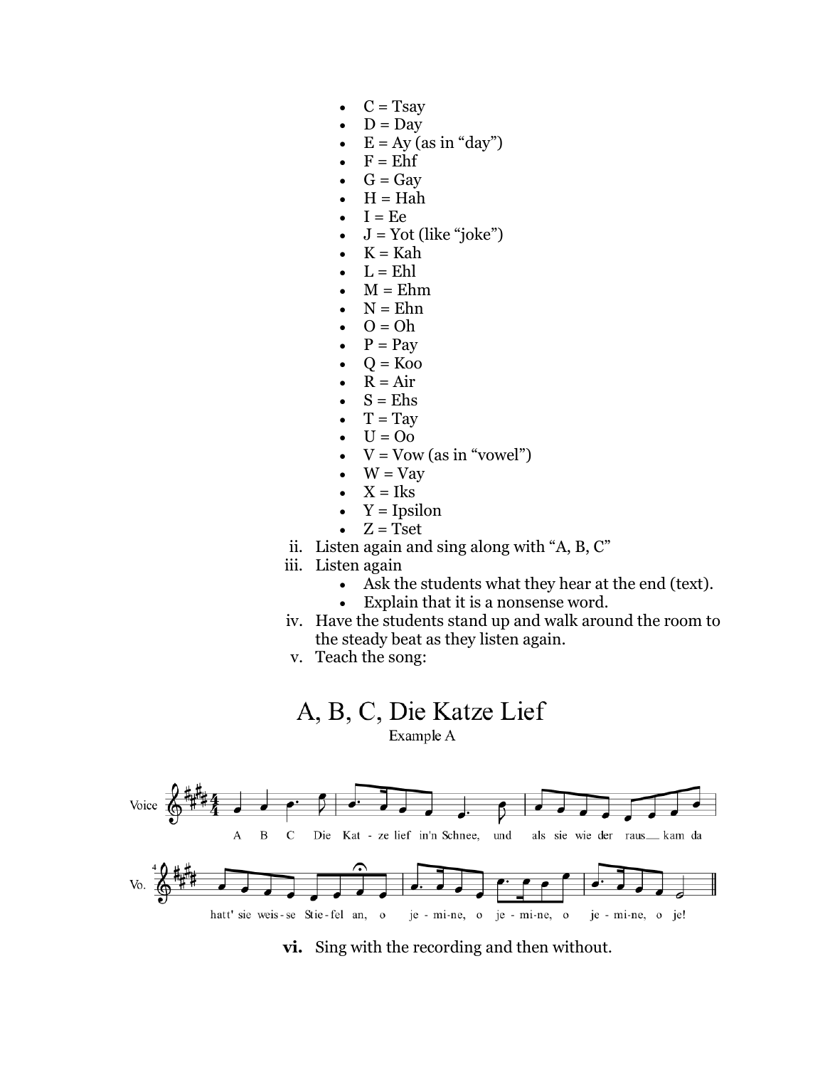- C = Tsay
- D = Day
- E = Ay (as in "day")
- F = Ehf
- G = Gay
- H = Hah
- I = Ee
- J = Yot (like "joke")
- K = Kah
- L = Ehl
- M = Ehm
- N = Ehn
- O = Oh
- P = Pay
- Q = Koo
- R = Air
- S = Ehs
- T = Tay
- U = Oo
- V = Vow (as in "vowel")
- W = Vay
- X = Iks
- Y = Ipsilon
- Z = Tset

ii. Listen again and sing along with "A, B, C"

iii. Listen again
- Ask the students what they hear at the end (text).
- Explain that it is a nonsense word.

iv. Have the students stand up and walk around the room to the steady beat as they listen again.

v. Teach the song:

## A, B, C, Die Katze Lief

Example A

Voice: A B C Die Kat - ze lief in'n Schnee, und als sie wie der raus kam da

Vo.: hatt' sie weis - se Stie - fel an, o je - mi - ne, o je - mi - ne, o je - mi - ne, o je!

**vi.** Sing with the recording and then without.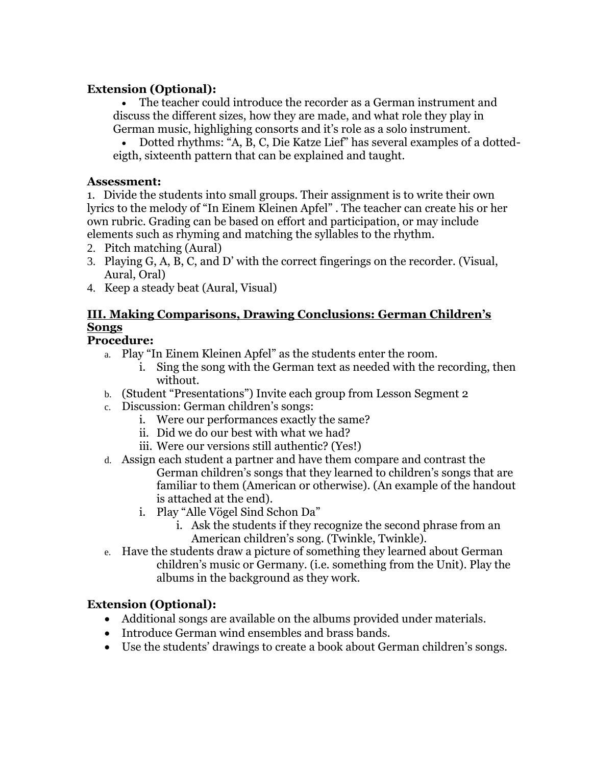**Extension (Optional):**

- The teacher could introduce the recorder as a German instrument and discuss the different sizes, how they are made, and what role they play in German music, highlighing consorts and it's role as a solo instrument.
- Dotted rhythms: "A, B, C, Die Katze Lief" has several examples of a dotted-eigth, sixteenth pattern that can be explained and taught.

**Assessment:**

1. Divide the students into small groups. Their assignment is to write their own lyrics to the melody of "In Einem Kleinen Apfel" . The teacher can create his or her own rubric. Grading can be based on effort and participation, or may include elements such as rhyming and matching the syllables to the rhythm.
2. Pitch matching (Aural)
3. Playing G, A, B, C, and D' with the correct fingerings on the recorder. (Visual, Aural, Oral)
4. Keep a steady beat (Aural, Visual)

## III. Making Comparisons, Drawing Conclusions: German Children's Songs

**Procedure:**

a. Play "In Einem Kleinen Apfel" as the students enter the room.
   i. Sing the song with the German text as needed with the recording, then without.
b. (Student "Presentations") Invite each group from Lesson Segment 2
c. Discussion: German children's songs:
   i. Were our performances exactly the same?
   ii. Did we do our best with what we had?
   iii. Were our versions still authentic? (Yes!)
d. Assign each student a partner and have them compare and contrast the German children's songs that they learned to children's songs that are familiar to them (American or otherwise). (An example of the handout is attached at the end).
   i. Play "Alle Vögel Sind Schon Da"
      i. Ask the students if they recognize the second phrase from an American children's song. (Twinkle, Twinkle).
e. Have the students draw a picture of something they learned about German children's music or Germany. (i.e. something from the Unit). Play the albums in the background as they work.

**Extension (Optional):**

- Additional songs are available on the albums provided under materials.
- Introduce German wind ensembles and brass bands.
- Use the students' drawings to create a book about German children's songs.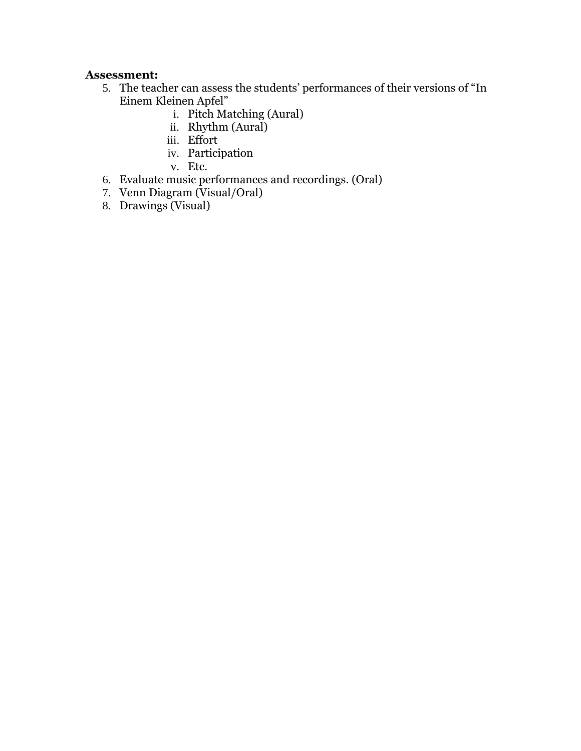**Assessment:**

5. The teacher can assess the students' performances of their versions of "In Einem Kleinen Apfel"
    i. Pitch Matching (Aural)
    ii. Rhythm (Aural)
    iii. Effort
    iv. Participation
    v. Etc.
6. Evaluate music performances and recordings. (Oral)
7. Venn Diagram (Visual/Oral)
8. Drawings (Visual)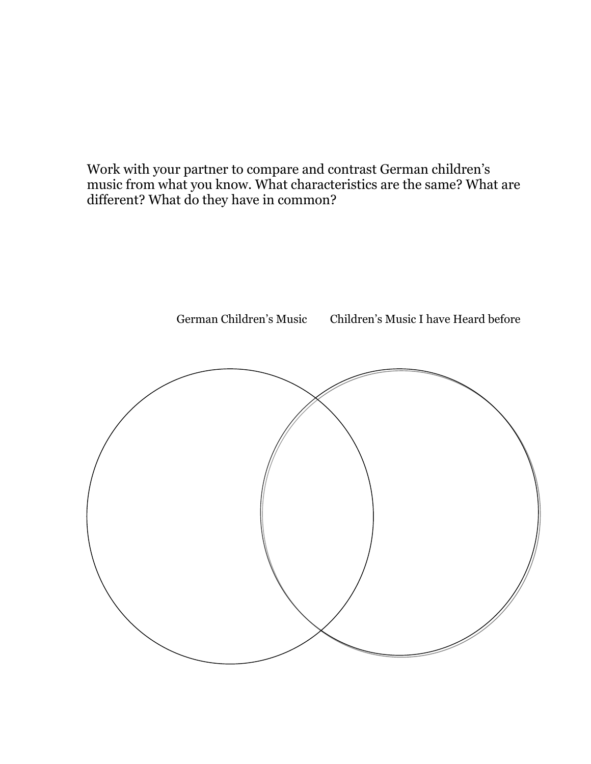Work with your partner to compare and contrast German children's music from what you know. What characteristics are the same? What are different? What do they have in common?

German Children's Music

Children's Music I have Heard before